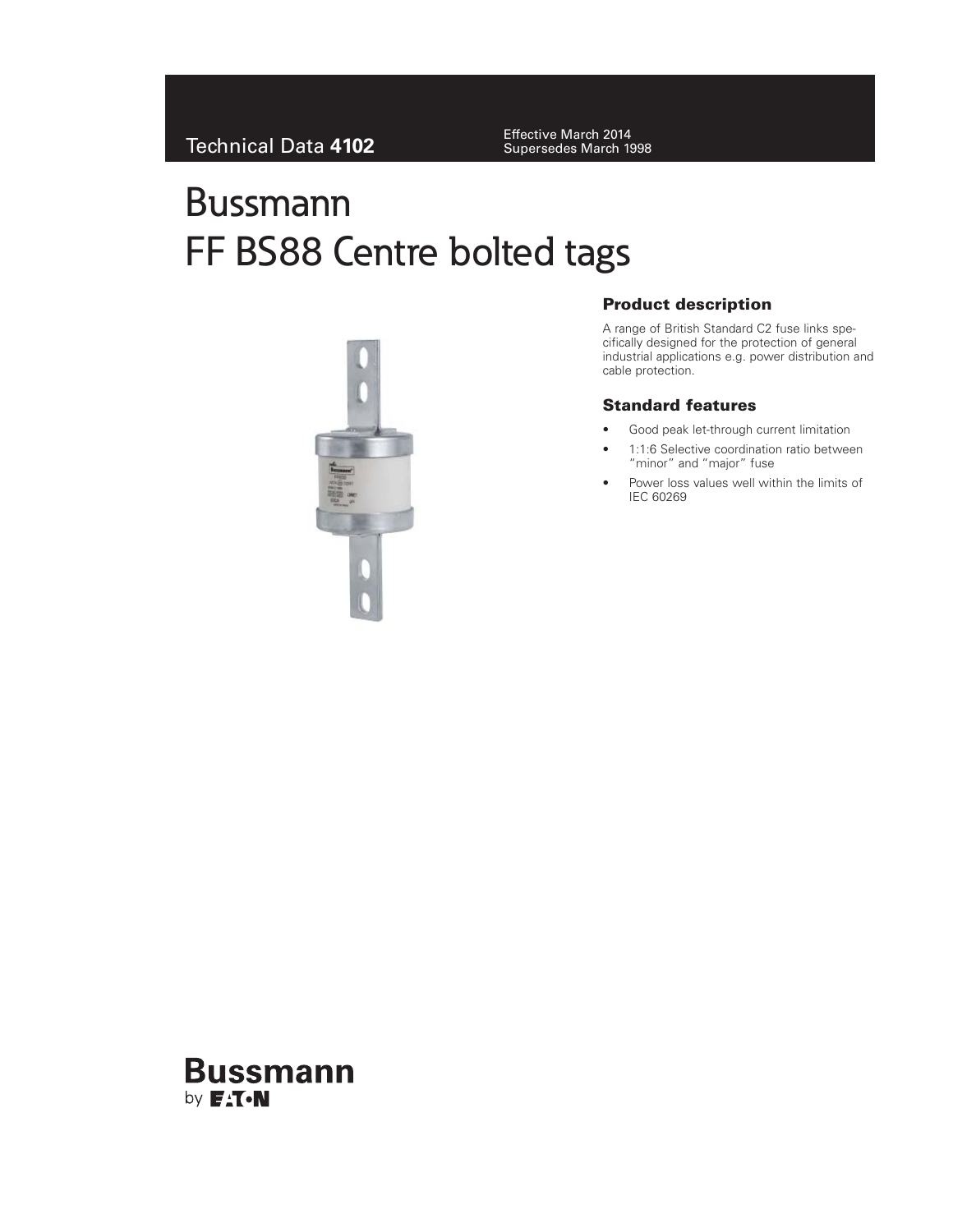Technical Data **4102**

Effective March 2014
Supersedes March 1998

# Bussmann
# FF BS88 Centre bolted tags

## Product description

A range of British Standard C2 fuse links specifically designed for the protection of general industrial applications e.g. power distribution and cable protection.

## Standard features

- Good peak let-through current limitation
- 1:1:6 Selective coordination ratio between "minor" and "major" fuse
- Power loss values well within the limits of IEC 60269

**Bussmann**
by EATON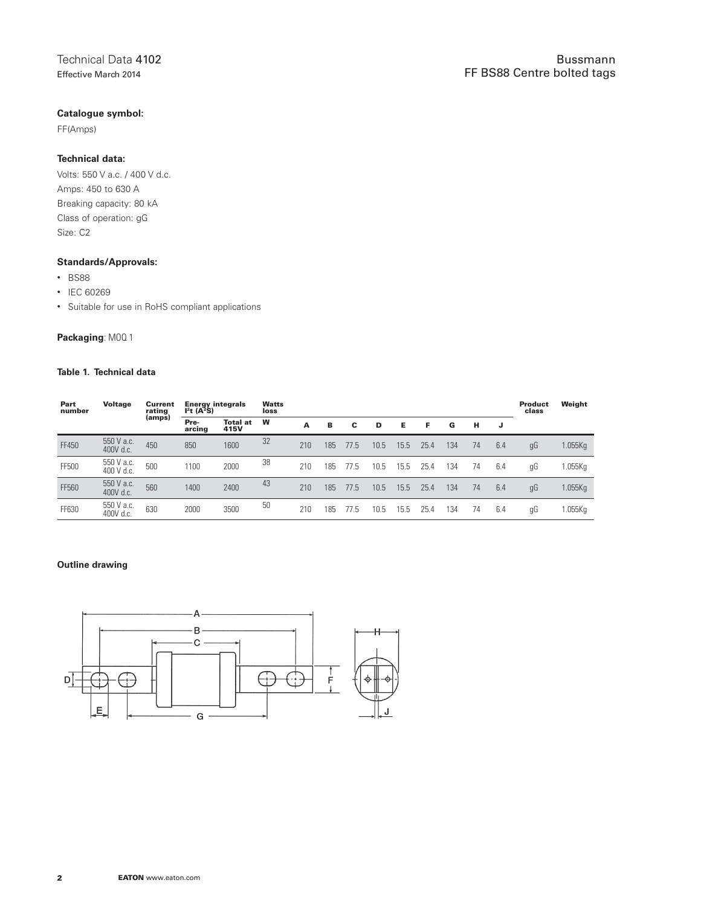### Catalogue symbol:

FF(Amps)

### Technical data:

Volts: 550 V a.c. / 400 V d.c.
Amps: 450 to 630 A
Breaking capacity: 80 kA
Class of operation: gG
Size: C2

### Standards/Approvals:

- BS88
- IEC 60269
- Suitable for use in RoHS compliant applications

**Packaging**: MOQ 1

#### Table 1. Technical data

| Part number | Voltage | Current rating (amps) | Energy integrals $I^2t$ ($A^2S$) | | Watts loss | | | | | | | | | | Product class | Weight |
|---|---|---|---|---|---|---|---|---|---|---|---|---|---|---|---|---|
| | | | Pre-arcing | Total at 415V | W | A | B | C | D | E | F | G | H | J | | |
| FF450 | 550 V a.c. 400V d.c. | 450 | 850 | 1600 | 32 | 210 | 185 | 77.5 | 10.5 | 15.5 | 25.4 | 134 | 74 | 6.4 | gG | 1.055Kg |
| FF500 | 550 V a.c. 400 V d.c. | 500 | 1100 | 2000 | 38 | 210 | 185 | 77.5 | 10.5 | 15.5 | 25.4 | 134 | 74 | 6.4 | gG | 1.055Kg |
| FF560 | 550 V a.c. 400V d.c. | 560 | 1400 | 2400 | 43 | 210 | 185 | 77.5 | 10.5 | 15.5 | 25.4 | 134 | 74 | 6.4 | gG | 1.055Kg |
| FF630 | 550 V a.c. 400V d.c. | 630 | 2000 | 3500 | 50 | 210 | 185 | 77.5 | 10.5 | 15.5 | 25.4 | 134 | 74 | 6.4 | gG | 1.055Kg |

#### Outline drawing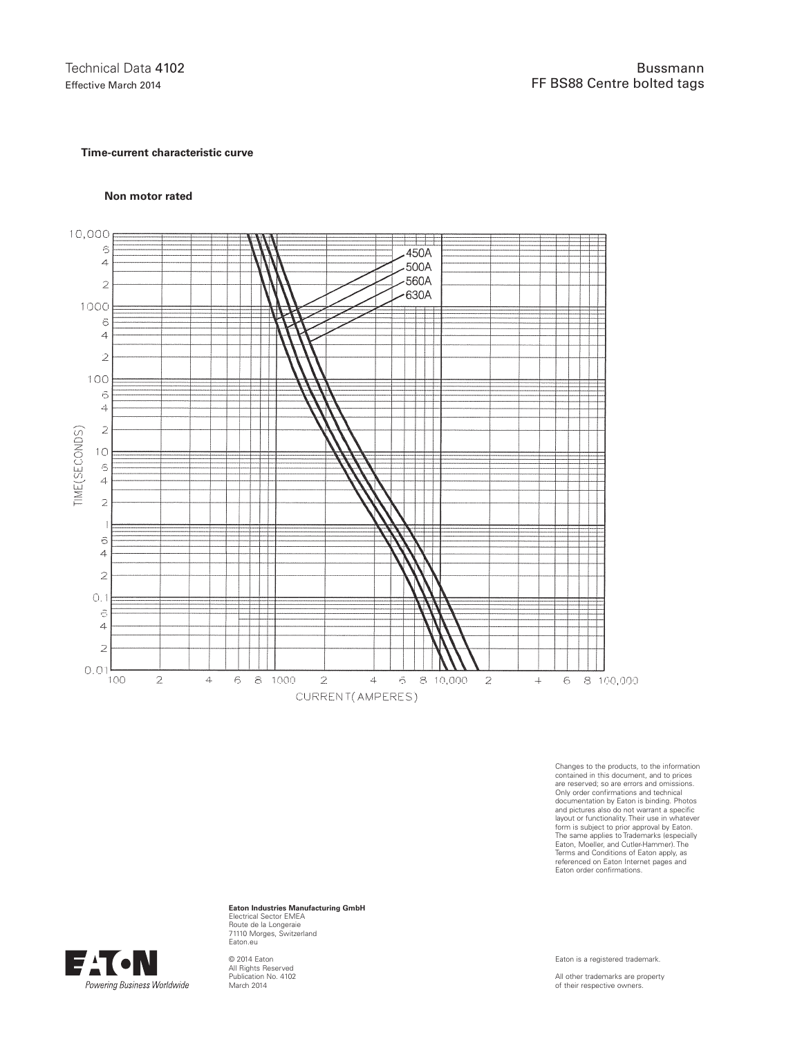## Time-current characteristic curve

### Non motor rated

10,000
6
4
2
1000
6
4
2
100
6
4
2
10
6
4
2
1
6
4
2
0.1
6
4
2
0.01

TIME(SECONDS)

100 2 4 6 8 1000 2 4 6 8 10,000 2 4 6 8 100,000

CURRENT(AMPERES)

450A
500A
560A
630A

Changes to the products, to the information contained in this document, and to prices are reserved; so are errors and omissions. Only order confirmations and technical documentation by Eaton is binding. Photos and pictures also do not warrant a specific layout or functionality. Their use in whatever form is subject to prior approval by Eaton. The same applies to Trademarks (especially Eaton, Moeller, and Cutler-Hammer). The Terms and Conditions of Eaton apply, as referenced on Eaton Internet pages and Eaton order confirmations.

**Eaton Industries Manufacturing GmbH**
Electrical Sector EMEA
Route de la Longeraie
71110 Morges, Switzerland
Eaton.eu

© 2014 Eaton
All Rights Reserved
Publication No. 4102
March 2014

Eaton is a registered trademark.

All other trademarks are property of their respective owners.

EATON
*Powering Business Worldwide*